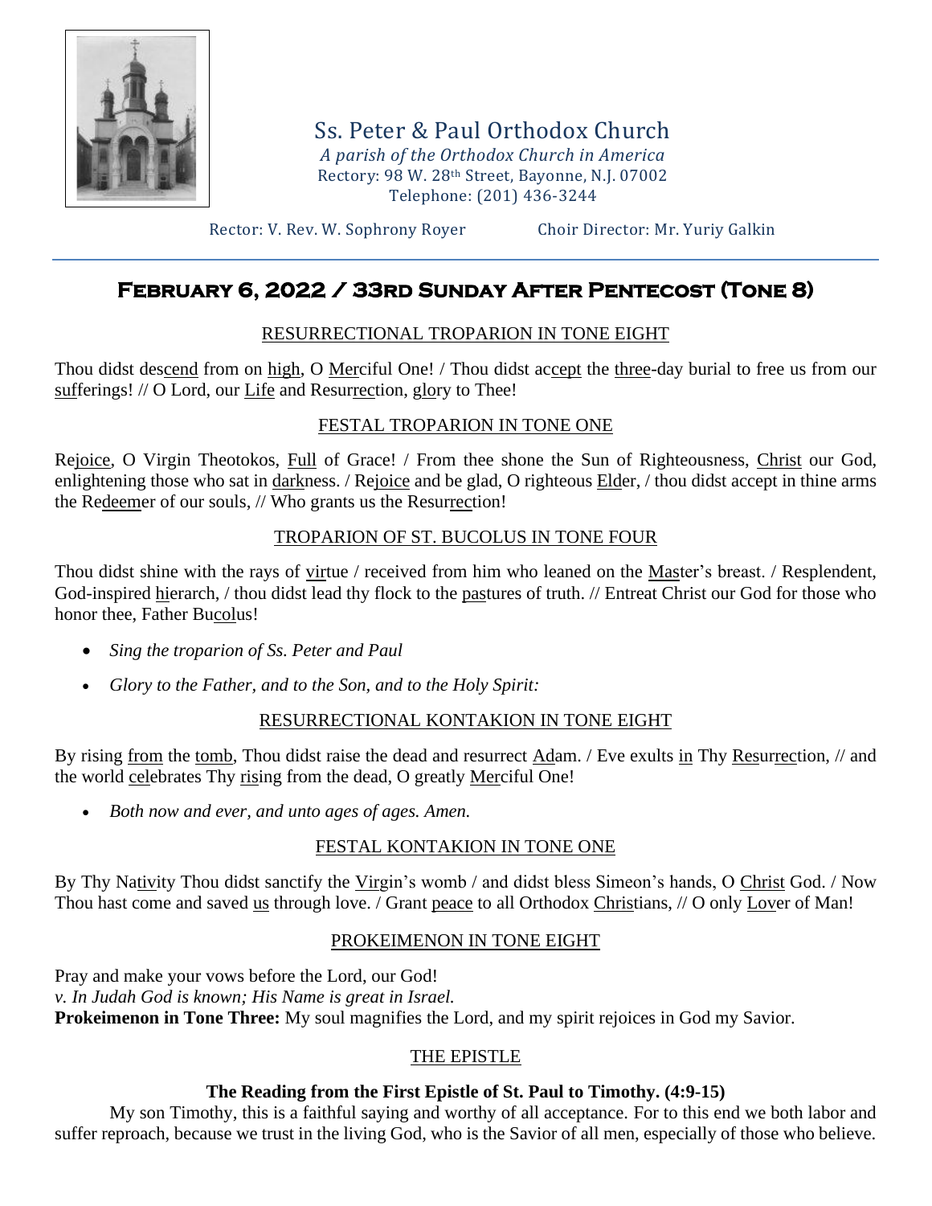# Ss. Peter & Paul Orthodox Church

*A parish of the Orthodox Church in America*
Rectory: 98 W. 28th Street, Bayonne, N.J. 07002
Telephone: (201) 436-3244

Rector: V. Rev. W. Sophrony Royer    Choir Director: Mr. Yuriy Galkin

## February 6, 2022 / 33rd Sunday After Pentecost (Tone 8)

### RESURRECTIONAL TROPARION IN TONE EIGHT

Thou didst descend from on high, O Merciful One! / Thou didst accept the three-day burial to free us from our sufferings! // O Lord, our Life and Resurrection, glory to Thee!

### FESTAL TROPARION IN TONE ONE

Rejoice, O Virgin Theotokos, Full of Grace! / From thee shone the Sun of Righteousness, Christ our God, enlightening those who sat in darkness. / Rejoice and be glad, O righteous Elder, / thou didst accept in thine arms the Redeemer of our souls, // Who grants us the Resurrection!

### TROPARION OF ST. BUCOLUS IN TONE FOUR

Thou didst shine with the rays of virtue / received from him who leaned on the Master's breast. / Resplendent, God-inspired hierarch, / thou didst lead thy flock to the pastures of truth. // Entreat Christ our God for those who honor thee, Father Bucolus!

- *Sing the troparion of Ss. Peter and Paul*
- *Glory to the Father, and to the Son, and to the Holy Spirit:*

### RESURRECTIONAL KONTAKION IN TONE EIGHT

By rising from the tomb, Thou didst raise the dead and resurrect Adam. / Eve exults in Thy Resurrection, // and the world celebrates Thy rising from the dead, O greatly Merciful One!

- *Both now and ever, and unto ages of ages. Amen.*

### FESTAL KONTAKION IN TONE ONE

By Thy Nativity Thou didst sanctify the Virgin's womb / and didst bless Simeon's hands, O Christ God. / Now Thou hast come and saved us through love. / Grant peace to all Orthodox Christians, // O only Lover of Man!

### PROKEIMENON IN TONE EIGHT

Pray and make your vows before the Lord, our God!
*v. In Judah God is known; His Name is great in Israel.*
**Prokeimenon in Tone Three:** My soul magnifies the Lord, and my spirit rejoices in God my Savior.

### THE EPISTLE

**The Reading from the First Epistle of St. Paul to Timothy. (4:9-15)**

My son Timothy, this is a faithful saying and worthy of all acceptance. For to this end we both labor and suffer reproach, because we trust in the living God, who is the Savior of all men, especially of those who believe.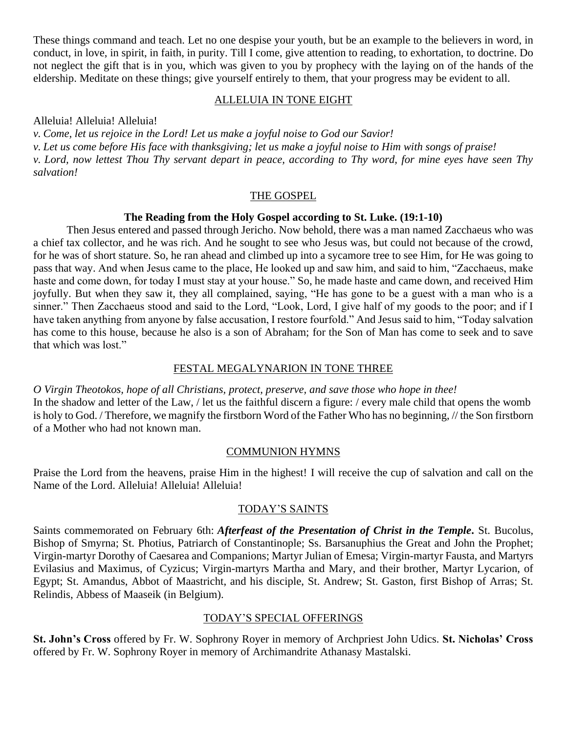These things command and teach. Let no one despise your youth, but be an example to the believers in word, in conduct, in love, in spirit, in faith, in purity. Till I come, give attention to reading, to exhortation, to doctrine. Do not neglect the gift that is in you, which was given to you by prophecy with the laying on of the hands of the eldership. Meditate on these things; give yourself entirely to them, that your progress may be evident to all.

## ALLELUIA IN TONE EIGHT

Alleluia! Alleluia! Alleluia!

*v. Come, let us rejoice in the Lord! Let us make a joyful noise to God our Savior!*

*v. Let us come before His face with thanksgiving; let us make a joyful noise to Him with songs of praise!*

*v. Lord, now lettest Thou Thy servant depart in peace, according to Thy word, for mine eyes have seen Thy salvation!*

## THE GOSPEL

**The Reading from the Holy Gospel according to St. Luke. (19:1-10)**

Then Jesus entered and passed through Jericho. Now behold, there was a man named Zacchaeus who was a chief tax collector, and he was rich. And he sought to see who Jesus was, but could not because of the crowd, for he was of short stature. So, he ran ahead and climbed up into a sycamore tree to see Him, for He was going to pass that way. And when Jesus came to the place, He looked up and saw him, and said to him, "Zacchaeus, make haste and come down, for today I must stay at your house." So, he made haste and came down, and received Him joyfully. But when they saw it, they all complained, saying, "He has gone to be a guest with a man who is a sinner." Then Zacchaeus stood and said to the Lord, "Look, Lord, I give half of my goods to the poor; and if I have taken anything from anyone by false accusation, I restore fourfold." And Jesus said to him, "Today salvation has come to this house, because he also is a son of Abraham; for the Son of Man has come to seek and to save that which was lost."

## FESTAL MEGALYNARION IN TONE THREE

*O Virgin Theotokos, hope of all Christians, protect, preserve, and save those who hope in thee!*
In the shadow and letter of the Law, / let us the faithful discern a figure: / every male child that opens the womb is holy to God. / Therefore, we magnify the firstborn Word of the Father Who has no beginning, // the Son firstborn of a Mother who had not known man.

## COMMUNION HYMNS

Praise the Lord from the heavens, praise Him in the highest! I will receive the cup of salvation and call on the Name of the Lord. Alleluia! Alleluia! Alleluia!

## TODAY'S SAINTS

Saints commemorated on February 6th: ***Afterfeast of the Presentation of Christ in the Temple*.** St. Bucolus, Bishop of Smyrna; St. Photius, Patriarch of Constantinople; Ss. Barsanuphius the Great and John the Prophet; Virgin-martyr Dorothy of Caesarea and Companions; Martyr Julian of Emesa; Virgin-martyr Fausta, and Martyrs Evilasius and Maximus, of Cyzicus; Virgin-martyrs Martha and Mary, and their brother, Martyr Lycarion, of Egypt; St. Amandus, Abbot of Maastricht, and his disciple, St. Andrew; St. Gaston, first Bishop of Arras; St. Relindis, Abbess of Maaseik (in Belgium).

## TODAY'S SPECIAL OFFERINGS

**St. John's Cross** offered by Fr. W. Sophrony Royer in memory of Archpriest John Udics. **St. Nicholas' Cross** offered by Fr. W. Sophrony Royer in memory of Archimandrite Athanasy Mastalski.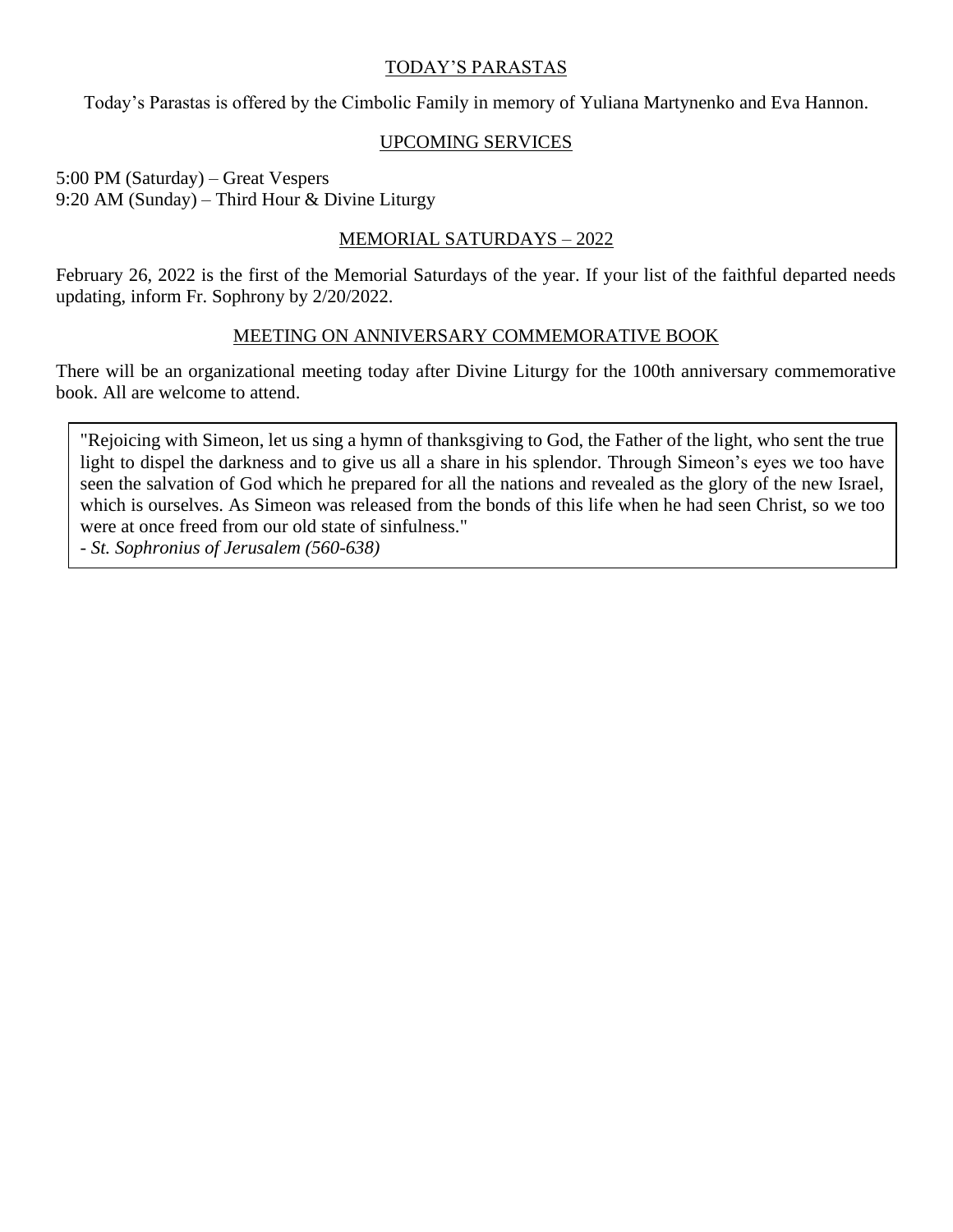## TODAY'S PARASTAS

Today's Parastas is offered by the Cimbolic Family in memory of Yuliana Martynenko and Eva Hannon.

## UPCOMING SERVICES

5:00 PM (Saturday) – Great Vespers
9:20 AM (Sunday) – Third Hour & Divine Liturgy

## MEMORIAL SATURDAYS – 2022

February 26, 2022 is the first of the Memorial Saturdays of the year. If your list of the faithful departed needs updating, inform Fr. Sophrony by 2/20/2022.

## MEETING ON ANNIVERSARY COMMEMORATIVE BOOK

There will be an organizational meeting today after Divine Liturgy for the 100th anniversary commemorative book. All are welcome to attend.

> "Rejoicing with Simeon, let us sing a hymn of thanksgiving to God, the Father of the light, who sent the true light to dispel the darkness and to give us all a share in his splendor. Through Simeon's eyes we too have seen the salvation of God which he prepared for all the nations and revealed as the glory of the new Israel, which is ourselves. As Simeon was released from the bonds of this life when he had seen Christ, so we too were at once freed from our old state of sinfulness."
> - *St. Sophronius of Jerusalem (560-638)*